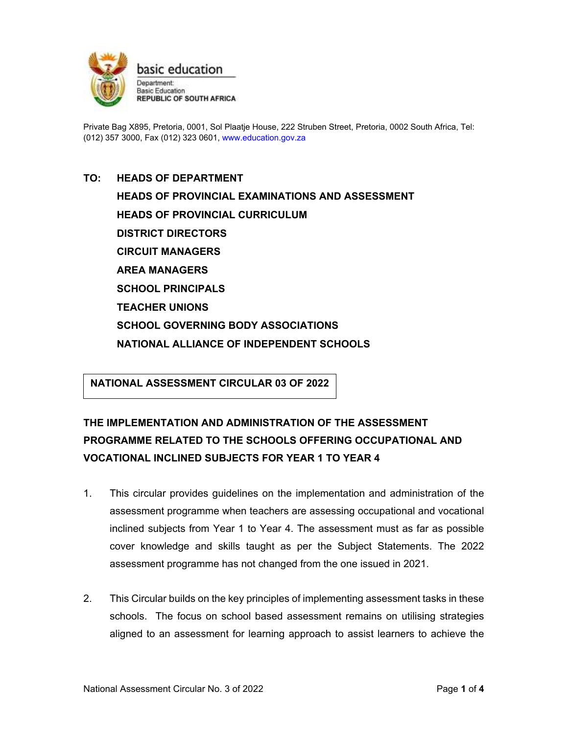basic education

Department:
Basic Education
**REPUBLIC OF SOUTH AFRICA**

Private Bag X895, Pretoria, 0001, Sol Plaatje House, 222 Struben Street, Pretoria, 0002 South Africa, Tel: (012) 357 3000, Fax (012) 323 0601, www.education.gov.za

**TO: HEADS OF DEPARTMENT**
**HEADS OF PROVINCIAL EXAMINATIONS AND ASSESSMENT**
**HEADS OF PROVINCIAL CURRICULUM**
**DISTRICT DIRECTORS**
**CIRCUIT MANAGERS**
**AREA MANAGERS**
**SCHOOL PRINCIPALS**
**TEACHER UNIONS**
**SCHOOL GOVERNING BODY ASSOCIATIONS**
**NATIONAL ALLIANCE OF INDEPENDENT SCHOOLS**

**NATIONAL ASSESSMENT CIRCULAR 03 OF 2022**

## THE IMPLEMENTATION AND ADMINISTRATION OF THE ASSESSMENT PROGRAMME RELATED TO THE SCHOOLS OFFERING OCCUPATIONAL AND VOCATIONAL INCLINED SUBJECTS FOR YEAR 1 TO YEAR 4

1. This circular provides guidelines on the implementation and administration of the assessment programme when teachers are assessing occupational and vocational inclined subjects from Year 1 to Year 4. The assessment must as far as possible cover knowledge and skills taught as per the Subject Statements. The 2022 assessment programme has not changed from the one issued in 2021.

2. This Circular builds on the key principles of implementing assessment tasks in these schools. The focus on school based assessment remains on utilising strategies aligned to an assessment for learning approach to assist learners to achieve the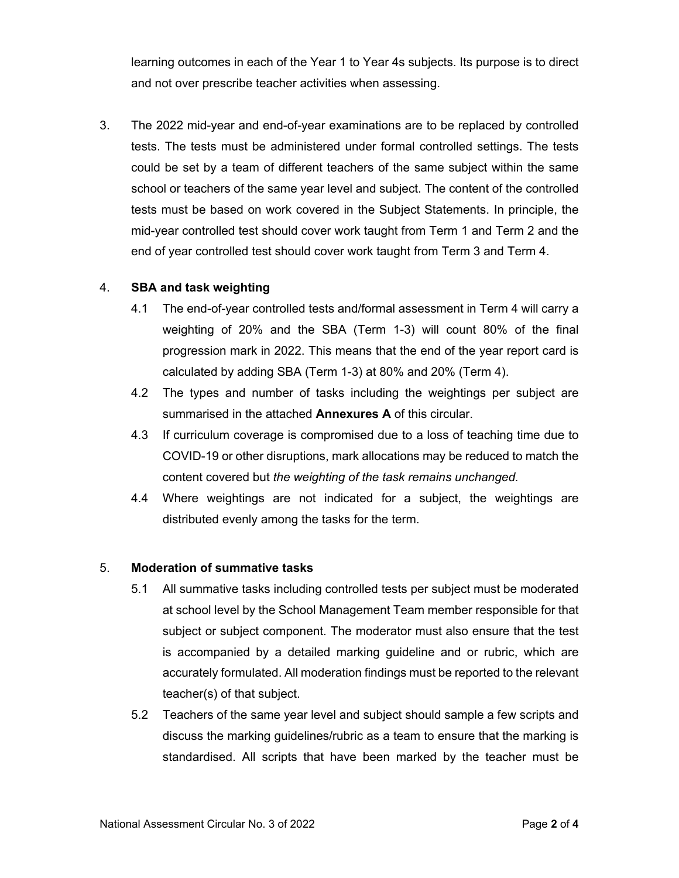learning outcomes in each of the Year 1 to Year 4s subjects. Its purpose is to direct and not over prescribe teacher activities when assessing.

3. The 2022 mid-year and end-of-year examinations are to be replaced by controlled tests. The tests must be administered under formal controlled settings. The tests could be set by a team of different teachers of the same subject within the same school or teachers of the same year level and subject. The content of the controlled tests must be based on work covered in the Subject Statements. In principle, the mid-year controlled test should cover work taught from Term 1 and Term 2 and the end of year controlled test should cover work taught from Term 3 and Term 4.

4. **SBA and task weighting**

   4.1 The end-of-year controlled tests and/formal assessment in Term 4 will carry a weighting of 20% and the SBA (Term 1-3) will count 80% of the final progression mark in 2022. This means that the end of the year report card is calculated by adding SBA (Term 1-3) at 80% and 20% (Term 4).

   4.2 The types and number of tasks including the weightings per subject are summarised in the attached **Annexures A** of this circular.

   4.3 If curriculum coverage is compromised due to a loss of teaching time due to COVID-19 or other disruptions, mark allocations may be reduced to match the content covered but *the weighting of the task remains unchanged.*

   4.4 Where weightings are not indicated for a subject, the weightings are distributed evenly among the tasks for the term.

5. **Moderation of summative tasks**

   5.1 All summative tasks including controlled tests per subject must be moderated at school level by the School Management Team member responsible for that subject or subject component. The moderator must also ensure that the test is accompanied by a detailed marking guideline and or rubric, which are accurately formulated. All moderation findings must be reported to the relevant teacher(s) of that subject.

   5.2 Teachers of the same year level and subject should sample a few scripts and discuss the marking guidelines/rubric as a team to ensure that the marking is standardised. All scripts that have been marked by the teacher must be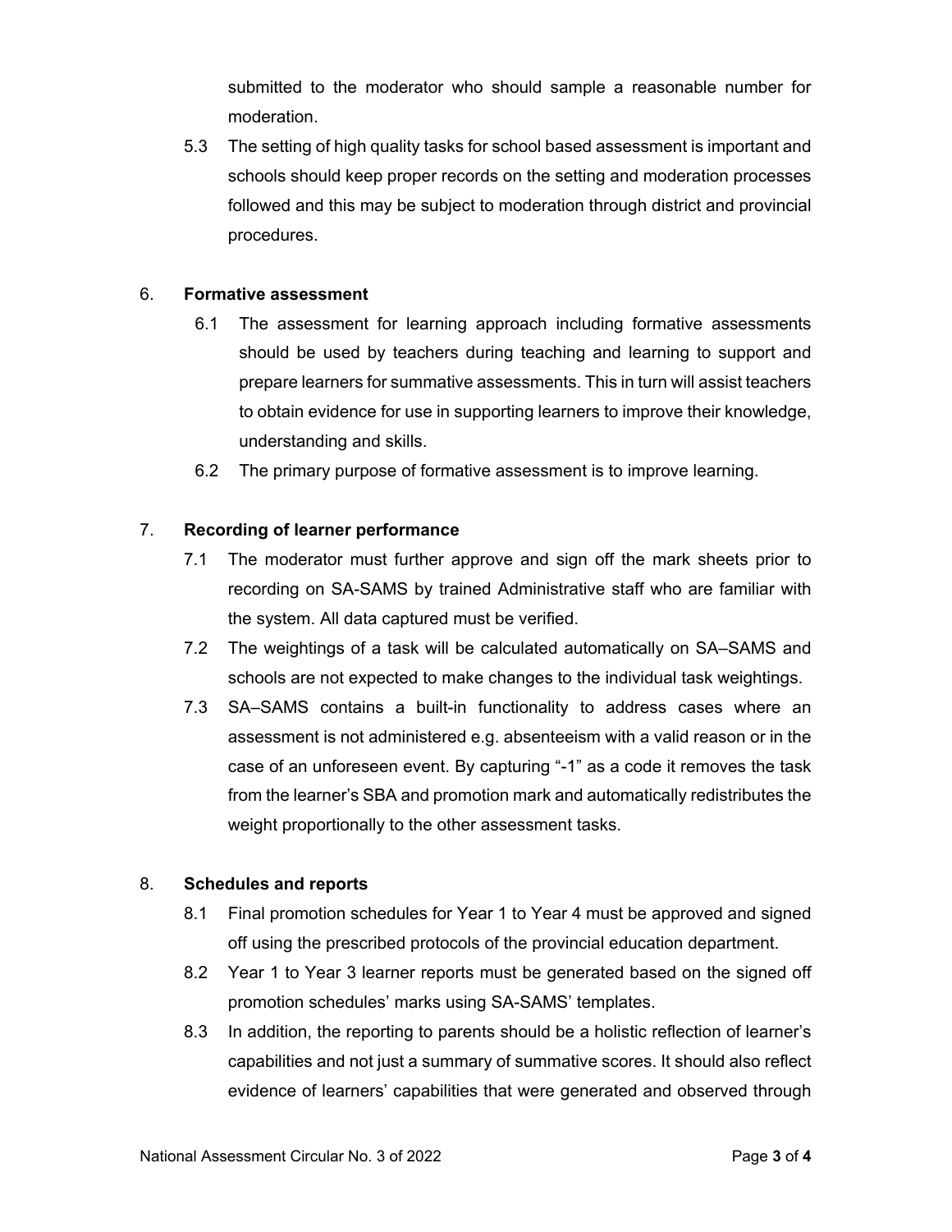submitted to the moderator who should sample a reasonable number for moderation.

5.3 The setting of high quality tasks for school based assessment is important and schools should keep proper records on the setting and moderation processes followed and this may be subject to moderation through district and provincial procedures.

6. **Formative assessment**

6.1 The assessment for learning approach including formative assessments should be used by teachers during teaching and learning to support and prepare learners for summative assessments. This in turn will assist teachers to obtain evidence for use in supporting learners to improve their knowledge, understanding and skills.

6.2 The primary purpose of formative assessment is to improve learning.

7. **Recording of learner performance**

7.1 The moderator must further approve and sign off the mark sheets prior to recording on SA-SAMS by trained Administrative staff who are familiar with the system. All data captured must be verified.

7.2 The weightings of a task will be calculated automatically on SA–SAMS and schools are not expected to make changes to the individual task weightings.

7.3 SA–SAMS contains a built-in functionality to address cases where an assessment is not administered e.g. absenteeism with a valid reason or in the case of an unforeseen event. By capturing "-1" as a code it removes the task from the learner's SBA and promotion mark and automatically redistributes the weight proportionally to the other assessment tasks.

8. **Schedules and reports**

8.1 Final promotion schedules for Year 1 to Year 4 must be approved and signed off using the prescribed protocols of the provincial education department.

8.2 Year 1 to Year 3 learner reports must be generated based on the signed off promotion schedules' marks using SA-SAMS' templates.

8.3 In addition, the reporting to parents should be a holistic reflection of learner's capabilities and not just a summary of summative scores. It should also reflect evidence of learners' capabilities that were generated and observed through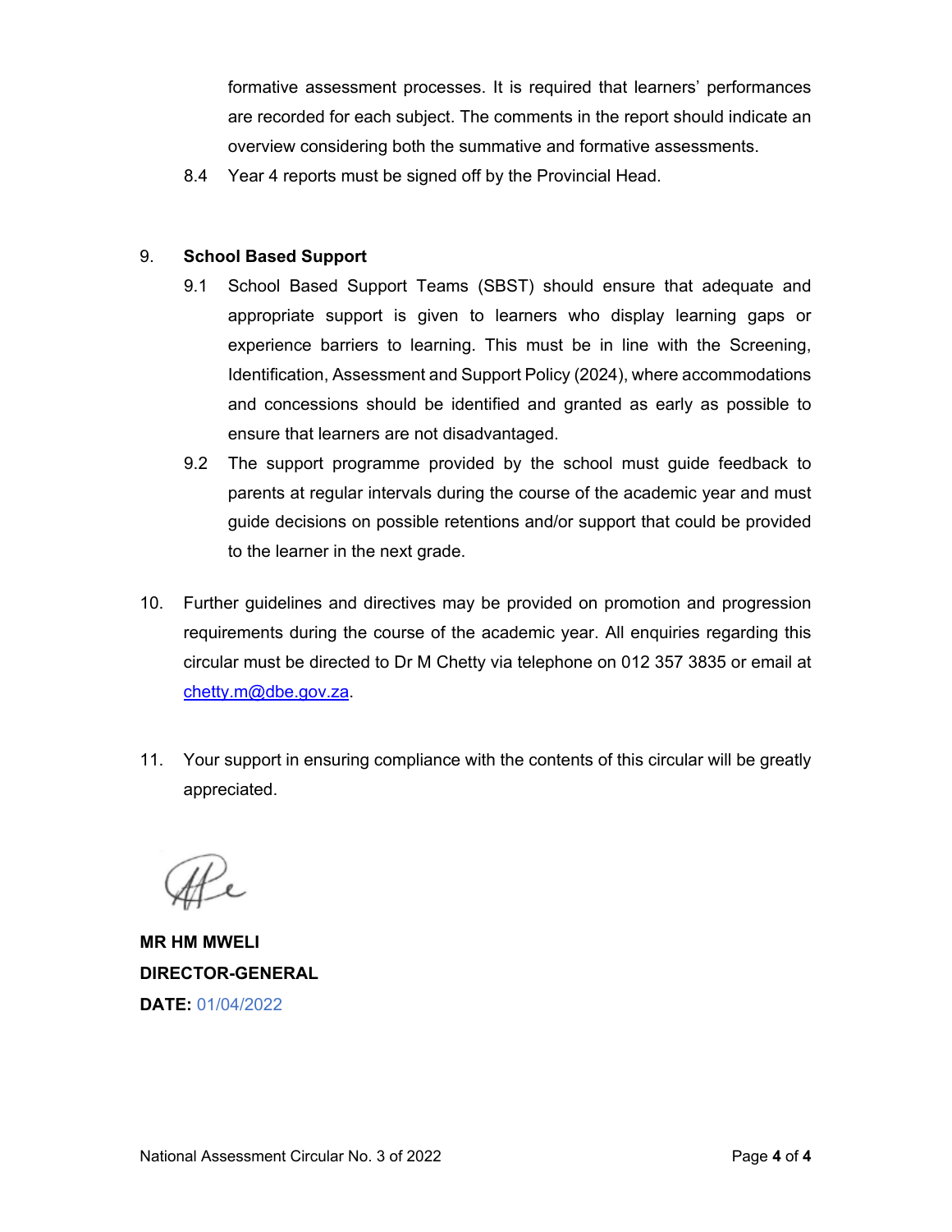formative assessment processes. It is required that learners' performances are recorded for each subject. The comments in the report should indicate an overview considering both the summative and formative assessments.

8.4 Year 4 reports must be signed off by the Provincial Head.

9. **School Based Support**

9.1 School Based Support Teams (SBST) should ensure that adequate and appropriate support is given to learners who display learning gaps or experience barriers to learning. This must be in line with the Screening, Identification, Assessment and Support Policy (2024), where accommodations and concessions should be identified and granted as early as possible to ensure that learners are not disadvantaged.

9.2 The support programme provided by the school must guide feedback to parents at regular intervals during the course of the academic year and must guide decisions on possible retentions and/or support that could be provided to the learner in the next grade.

10. Further guidelines and directives may be provided on promotion and progression requirements during the course of the academic year. All enquiries regarding this circular must be directed to Dr M Chetty via telephone on 012 357 3835 or email at chetty.m@dbe.gov.za.

11. Your support in ensuring compliance with the contents of this circular will be greatly appreciated.

**MR HM MWELI**
**DIRECTOR-GENERAL**
**DATE:** 01/04/2022